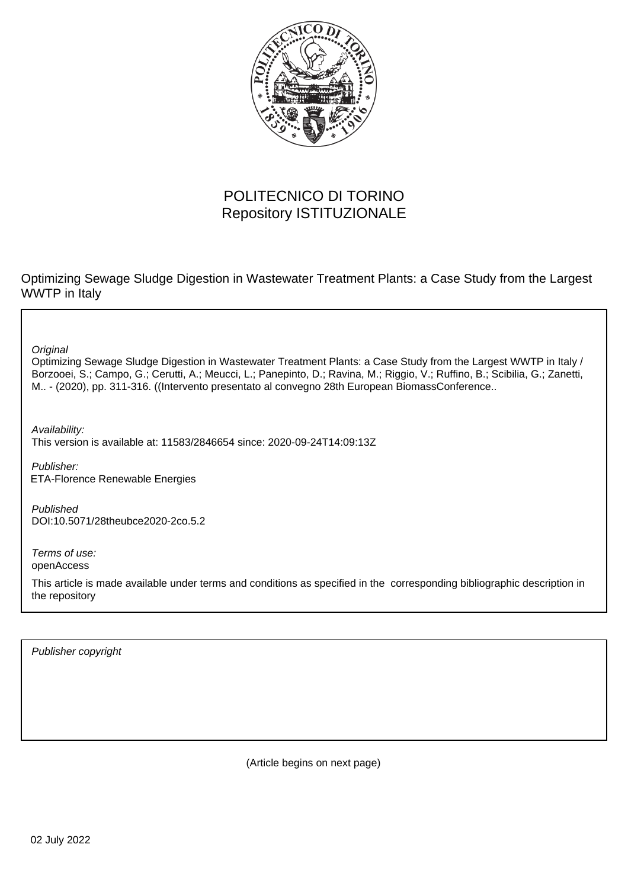POLITECNICO DI TORINO
Repository ISTITUZIONALE

Optimizing Sewage Sludge Digestion in Wastewater Treatment Plants: a Case Study from the Largest WWTP in Italy

*Original*
Optimizing Sewage Sludge Digestion in Wastewater Treatment Plants: a Case Study from the Largest WWTP in Italy / Borzooei, S.; Campo, G.; Cerutti, A.; Meucci, L.; Panepinto, D.; Ravina, M.; Riggio, V.; Ruffino, B.; Scibilia, G.; Zanetti, M.. - (2020), pp. 311-316. ((Intervento presentato al convegno 28th European BiomassConference..

*Availability:*
This version is available at: 11583/2846654 since: 2020-09-24T14:09:13Z

*Publisher:*
ETA-Florence Renewable Energies

*Published*
DOI:10.5071/28theubce2020-2co.5.2

*Terms of use:*
openAccess

This article is made available under terms and conditions as specified in the corresponding bibliographic description in the repository

*Publisher copyright*

(Article begins on next page)

02 July 2022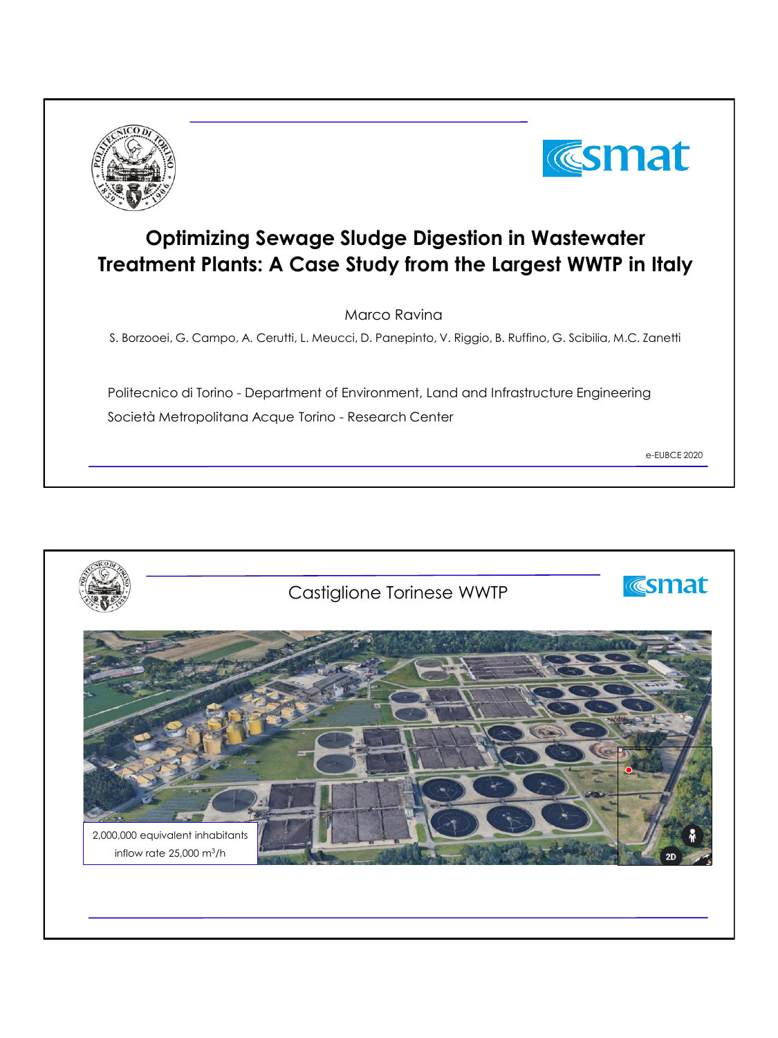# Optimizing Sewage Sludge Digestion in Wastewater Treatment Plants: A Case Study from the Largest WWTP in Italy

Marco Ravina

S. Borzooei, G. Campo, A. Cerutti, L. Meucci, D. Panepinto, V. Riggio, B. Ruffino, G. Scibilia, M.C. Zanetti

Politecnico di Torino - Department of Environment, Land and Infrastructure Engineering

Società Metropolitana Acque Torino - Research Center

e-EUBCE 2020

## Castiglione Torinese WWTP

2,000,000 equivalent inhabitants

inflow rate 25,000 $m^3/h$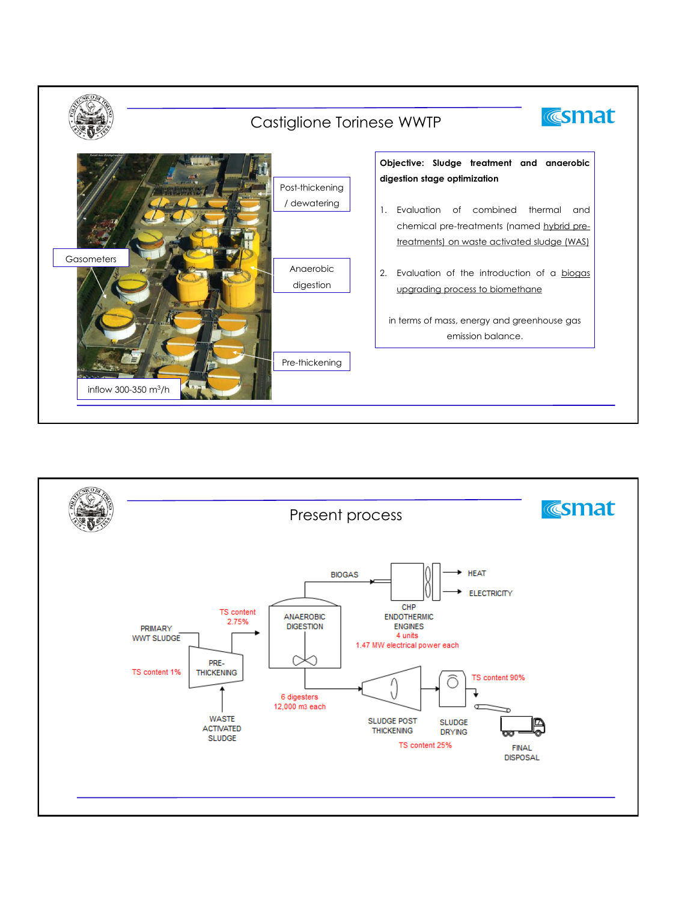# Castiglione Torinese WWTP

Post-thickening / dewatering

Gasometers

Anaerobic digestion

Pre-thickening

inflow 300-350 m³/h

**Objective: Sludge treatment and anaerobic digestion stage optimization**

1. Evaluation of combined thermal and chemical pre-treatments (named hybrid pre-treatments) on waste activated sludge (WAS)
2. Evaluation of the introduction of a biogas upgrading process to biomethane

in terms of mass, energy and greenhouse gas emission balance.

# Present process

PRIMARY WWT SLUDGE

TS content 1%

PRE-THICKENING

WASTE ACTIVATED SLUDGE

TS content 2.75%

ANAEROBIC DIGESTION

6 digesters 12,000 m3 each

BIOGAS

CHP ENDOTHERMIC ENGINES 4 units 1.47 MW electrical power each

HEAT

ELECTRICITY

SLUDGE POST THICKENING

TS content 25%

SLUDGE DRYING

TS content 90%

FINAL DISPOSAL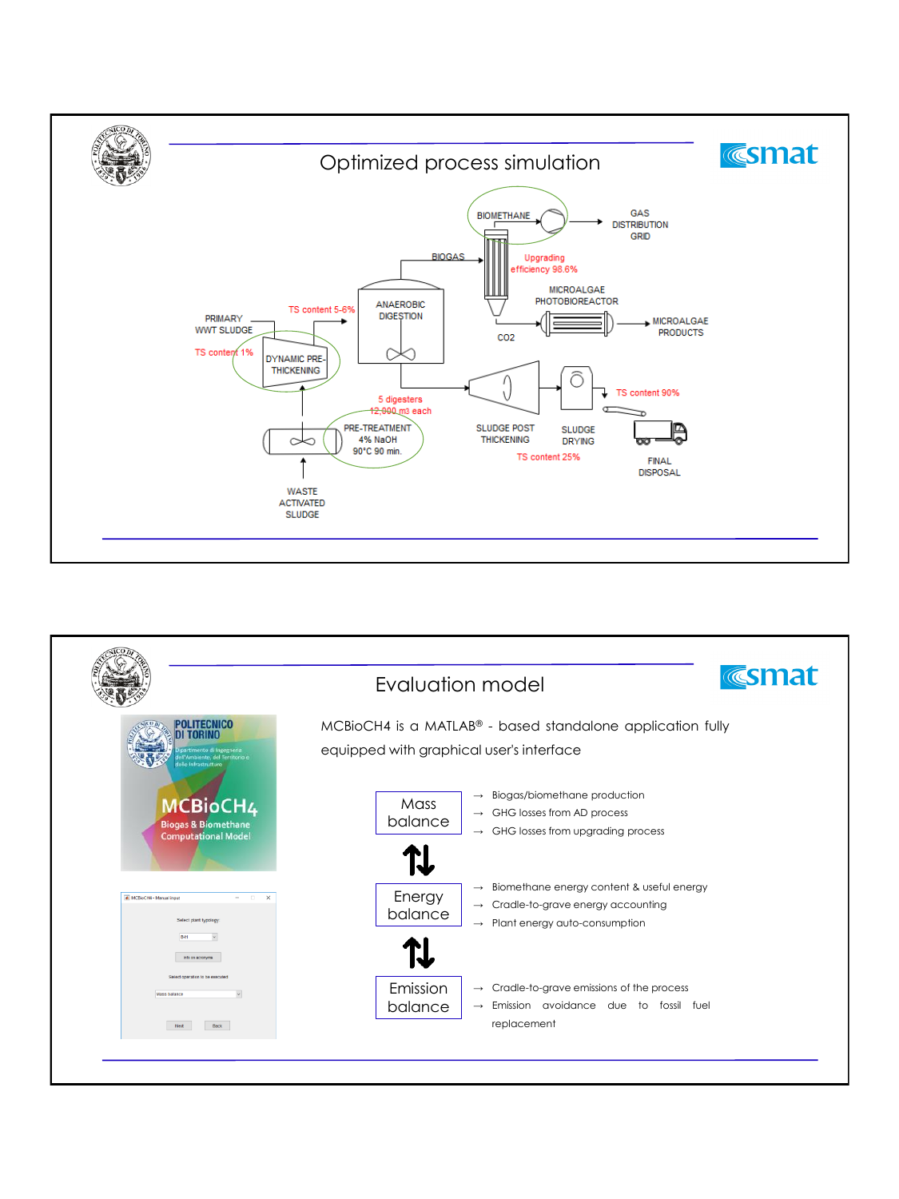# Optimized process simulation

PRIMARY WWT SLUDGE — TS content 1%

DYNAMIC PRE-THICKENING

TS content 5-6%

ANAEROBIC DIGESTION

5 digesters 12,000 m3 each

BIOGAS

Upgrading efficiency 98.6%

BIOMETHANE → GAS DISTRIBUTION GRID

CO2

MICROALGAE PHOTOBIOREACTOR → MICROALGAE PRODUCTS

SLUDGE POST THICKENING — TS content 25%

SLUDGE DRYING — TS content 90%

FINAL DISPOSAL

PRE-TREATMENT 4% NaOH 90°C 90 min.

WASTE ACTIVATED SLUDGE

# Evaluation model

POLITECNICO DI TORINO

Dipartimento di Ingegneria dell'Ambiente, del Territorio e delle Infrastrutture

MCBioCH4

Biogas & Biomethane Computational Model

MCBioCH4 is a MATLAB® - based standalone application fully equipped with graphical user's interface

**Mass balance**

- → Biogas/biomethane production
- → GHG losses from AD process
- → GHG losses from upgrading process

**Energy balance**

- → Biomethane energy content & useful energy
- → Cradle-to-grave energy accounting
- → Plant energy auto-consumption

**Emission balance**

- → Cradle-to-grave emissions of the process
- → Emission avoidance due to fossil fuel replacement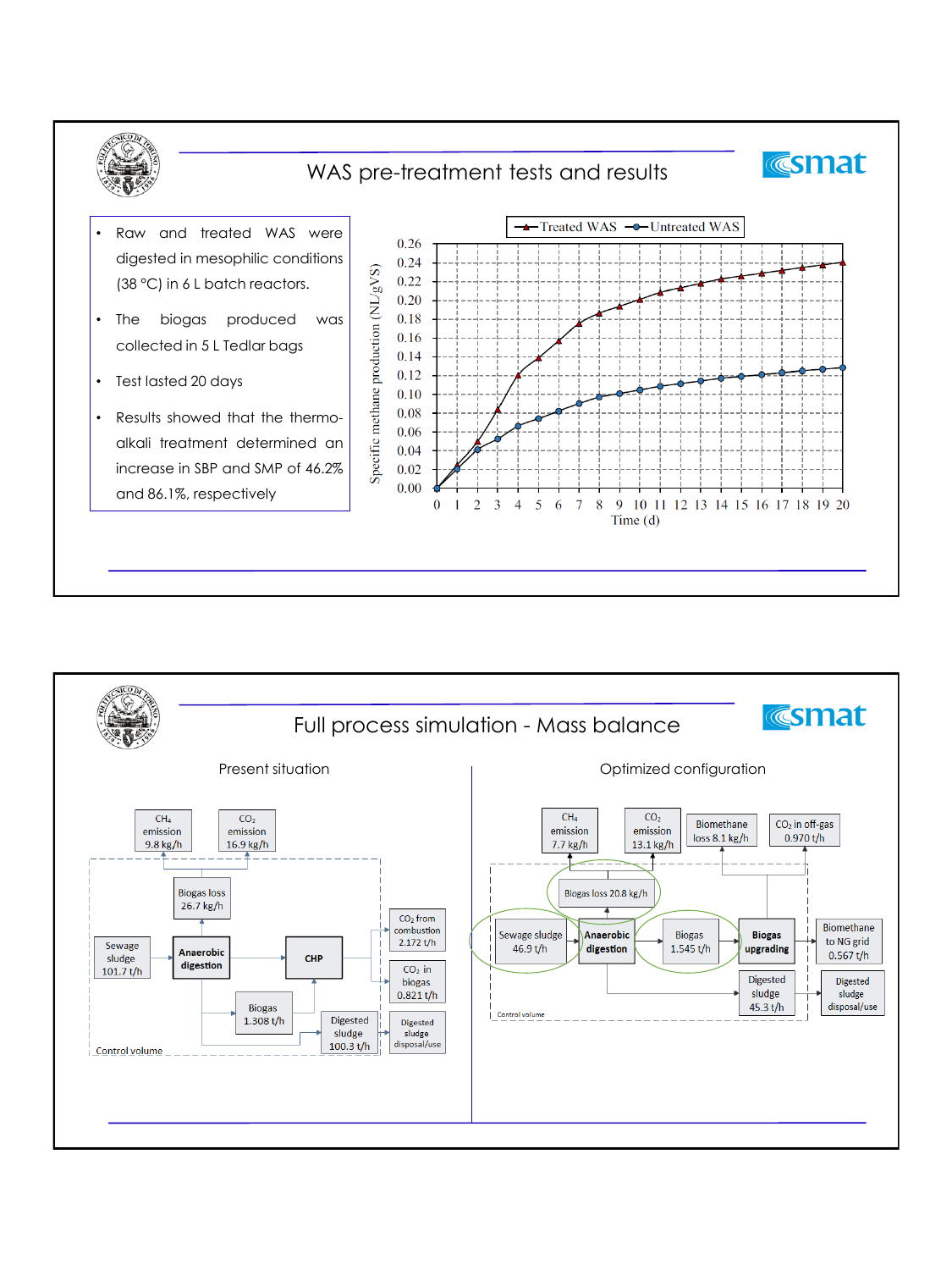## WAS pre-treatment tests and results

- Raw and treated WAS were digested in mesophilic conditions (38 °C) in 6 L batch reactors.
- The biogas produced was collected in 5 L Tedlar bags
- Test lasted 20 days
- Results showed that the thermo-alkali treatment determined an increase in SBP and SMP of 46.2% and 86.1%, respectively

Legend: Treated WAS; Untreated WAS

Y-axis: Specific methane production (NL/gVS)

X-axis: Time (d)

## Full process simulation - Mass balance

### Present situation

- $CH_4$ emission 9.8 kg/h
- $CO_2$ emission 16.9 kg/h
- Biogas loss 26.7 kg/h
- Sewage sludge 101.7 t/h
- Anaerobic digestion
- CHP
- Biogas 1.308 t/h
- Digested sludge 100.3 t/h
- $CO_2$ from combustion 2.172 t/h
- $CO_2$ in biogas 0.821 t/h
- Digested sludge disposal/use
- Control volume

### Optimized configuration

- $CH_4$ emission 7.7 kg/h
- $CO_2$ emission 13.1 kg/h
- Biomethane loss 8.1 kg/h
- $CO_2$ in off-gas 0.970 t/h
- Biogas loss 20.8 kg/h
- Sewage sludge 46.9 t/h
- Anaerobic digestion
- Biogas 1.545 t/h
- Biogas upgrading
- Biomethane to NG grid 0.567 t/h
- Digested sludge 45.3 t/h
- Digested sludge disposal/use
- Control volume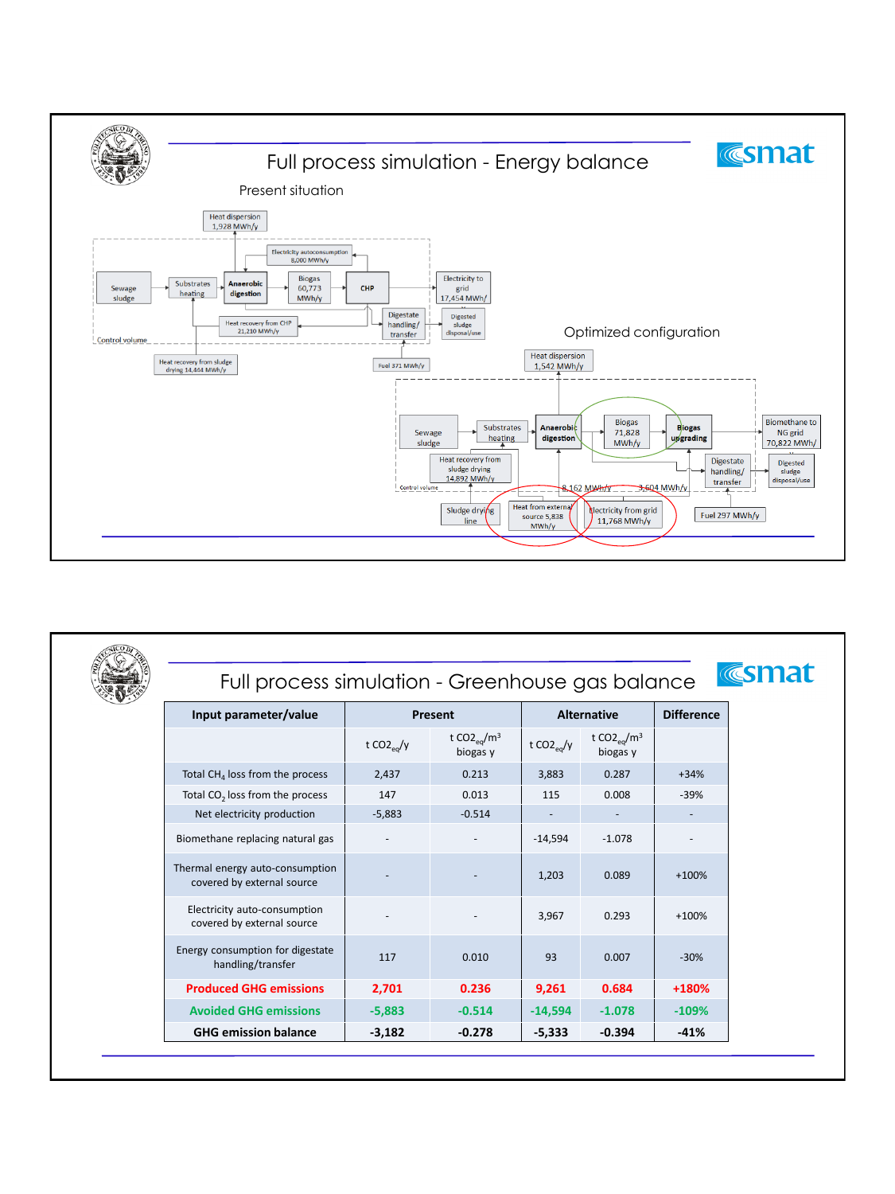# Full process simulation - Energy balance

## Present situation

Heat dispersion 1,928 MWh/y

Electricity autoconsumption 8,000 MWh/y

Sewage sludge → Substrates heating → Anaerobic digestion → Biogas 60,773 MWh/y → CHP → Electricity to grid 17,454 MWh/y

Heat recovery from CHP 21,210 MWh/y

Digestate handling/transfer → Digested sludge disposal/use

Control volume

Heat recovery from sludge drying 14,464 MWh/y

Fuel 371 MWh/y

## Optimized configuration

Heat dispersion 1,542 MWh/y

Sewage sludge → Substrates heating → Anaerobic digestion → Biogas 71,828 MWh/y → Biogas upgrading → Biomethane to NG grid 70,822 MWh/y

Heat recovery from sludge drying 14,892 MWh/y

Digestate handling/transfer → Digested sludge disposal/use

Control volume

8,162 MWh/y

3,604 MWh/y

Sludge drying line

Heat from external source 5,838 MWh/y

Electricity from grid 11,768 MWh/y

Fuel 297 MWh/y

# Full process simulation - Greenhouse gas balance

| Input parameter/value | Present | | Alternative | | Difference |
|---|---|---|---|---|---|
| | t $CO2_{eq}$/y | t $CO2_{eq}/m^3$ biogas y | t $CO2_{eq}$/y | t $CO2_{eq}/m^3$ biogas y | |
| Total $CH_4$ loss from the process | 2,437 | 0.213 | 3,883 | 0.287 | +34% |
| Total $CO_2$ loss from the process | 147 | 0.013 | 115 | 0.008 | -39% |
| Net electricity production | -5,883 | -0.514 | - | - | - |
| Biomethane replacing natural gas | - | - | -14,594 | -1.078 | - |
| Thermal energy auto-consumption covered by external source | - | - | 1,203 | 0.089 | +100% |
| Electricity auto-consumption covered by external source | - | - | 3,967 | 0.293 | +100% |
| Energy consumption for digestate handling/transfer | 117 | 0.010 | 93 | 0.007 | -30% |
| **Produced GHG emissions** | **2,701** | **0.236** | **9,261** | **0.684** | **+180%** |
| **Avoided GHG emissions** | **-5,883** | **-0.514** | **-14,594** | **-1.078** | **-109%** |
| **GHG emission balance** | **-3,182** | **-0.278** | **-5,333** | **-0.394** | **-41%** |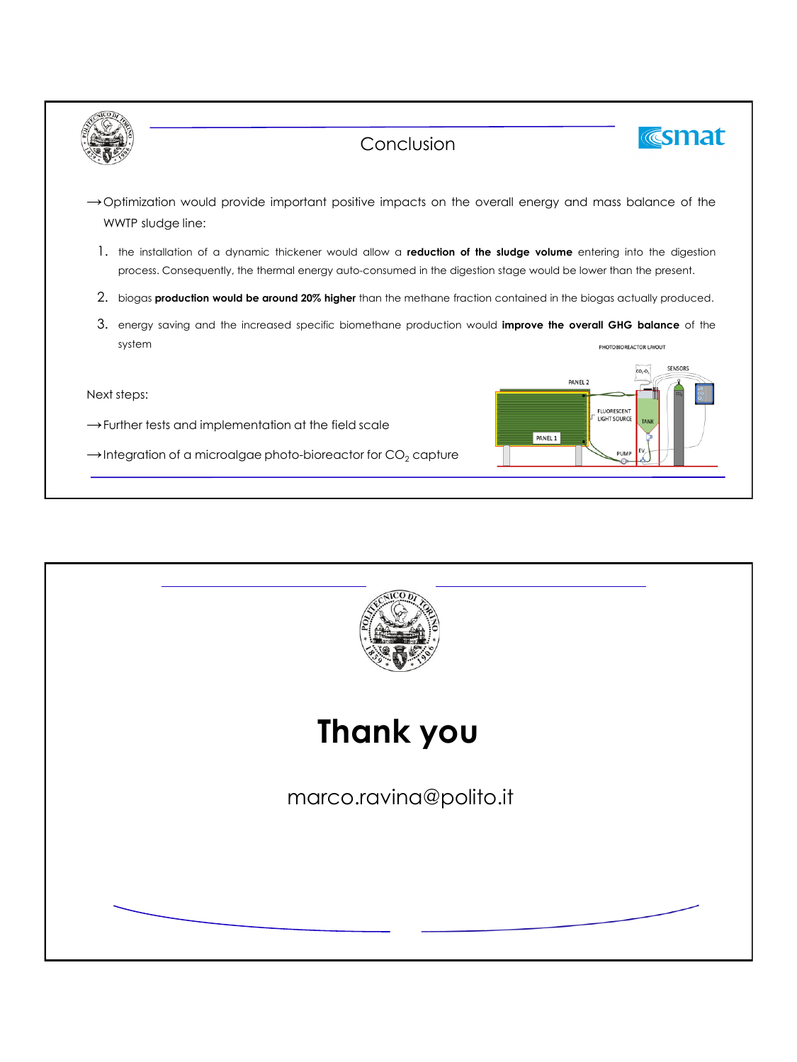## Conclusion

→ Optimization would provide important positive impacts on the overall energy and mass balance of the WWTP sludge line:

1. the installation of a dynamic thickener would allow a **reduction of the sludge volume** entering into the digestion process. Consequently, the thermal energy auto-consumed in the digestion stage would be lower than the present.
2. biogas **production would be around 20% higher** than the methane fraction contained in the biogas actually produced.
3. energy saving and the increased specific biomethane production would **improve the overall GHG balance** of the system

Next steps:

→ Further tests and implementation at the field scale

→ Integration of a microalgae photo-bioreactor for $CO_2$ capture

PHOTOBIOREACTOR LAYOUT

PANEL 2

PANEL 1

FLUORESCENT LIGHT SOURCE

TANK

SENSORS

PUMP

EV

# Thank you

marco.ravina@polito.it